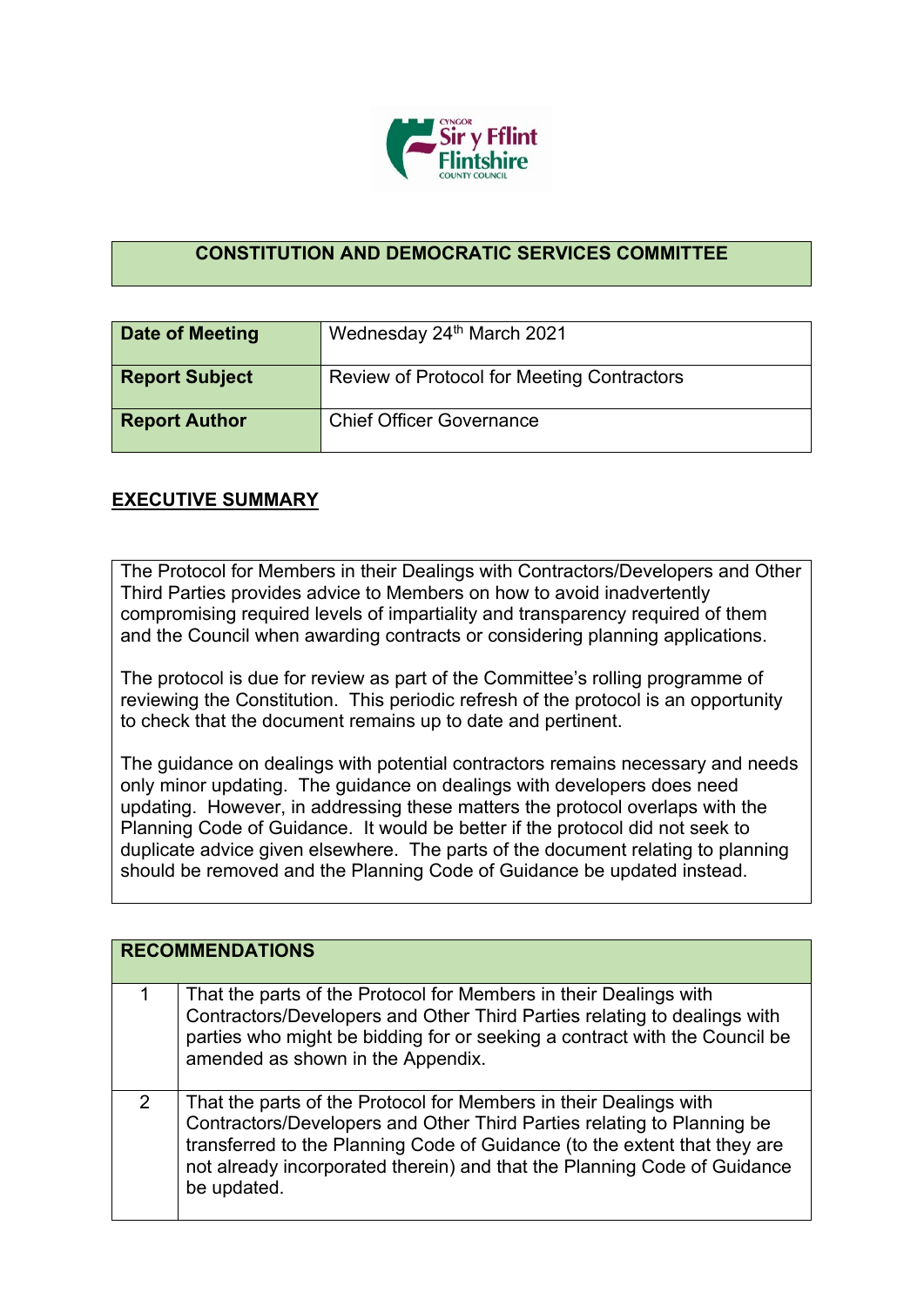## CONSTITUTION AND DEMOCRATIC SERVICES COMMITTEE

| **Date of Meeting** | Wednesday 24th March 2021 |
| --- | --- |
| **Report Subject** | Review of Protocol for Meeting Contractors |
| **Report Author** | Chief Officer Governance |

## EXECUTIVE SUMMARY

The Protocol for Members in their Dealings with Contractors/Developers and Other Third Parties provides advice to Members on how to avoid inadvertently compromising required levels of impartiality and transparency required of them and the Council when awarding contracts or considering planning applications.

The protocol is due for review as part of the Committee's rolling programme of reviewing the Constitution. This periodic refresh of the protocol is an opportunity to check that the document remains up to date and pertinent.

The guidance on dealings with potential contractors remains necessary and needs only minor updating. The guidance on dealings with developers does need updating. However, in addressing these matters the protocol overlaps with the Planning Code of Guidance. It would be better if the protocol did not seek to duplicate advice given elsewhere. The parts of the document relating to planning should be removed and the Planning Code of Guidance be updated instead.

| **RECOMMENDATIONS** | |
| --- | --- |
| 1 | That the parts of the Protocol for Members in their Dealings with Contractors/Developers and Other Third Parties relating to dealings with parties who might be bidding for or seeking a contract with the Council be amended as shown in the Appendix. |
| 2 | That the parts of the Protocol for Members in their Dealings with Contractors/Developers and Other Third Parties relating to Planning be transferred to the Planning Code of Guidance (to the extent that they are not already incorporated therein) and that the Planning Code of Guidance be updated. |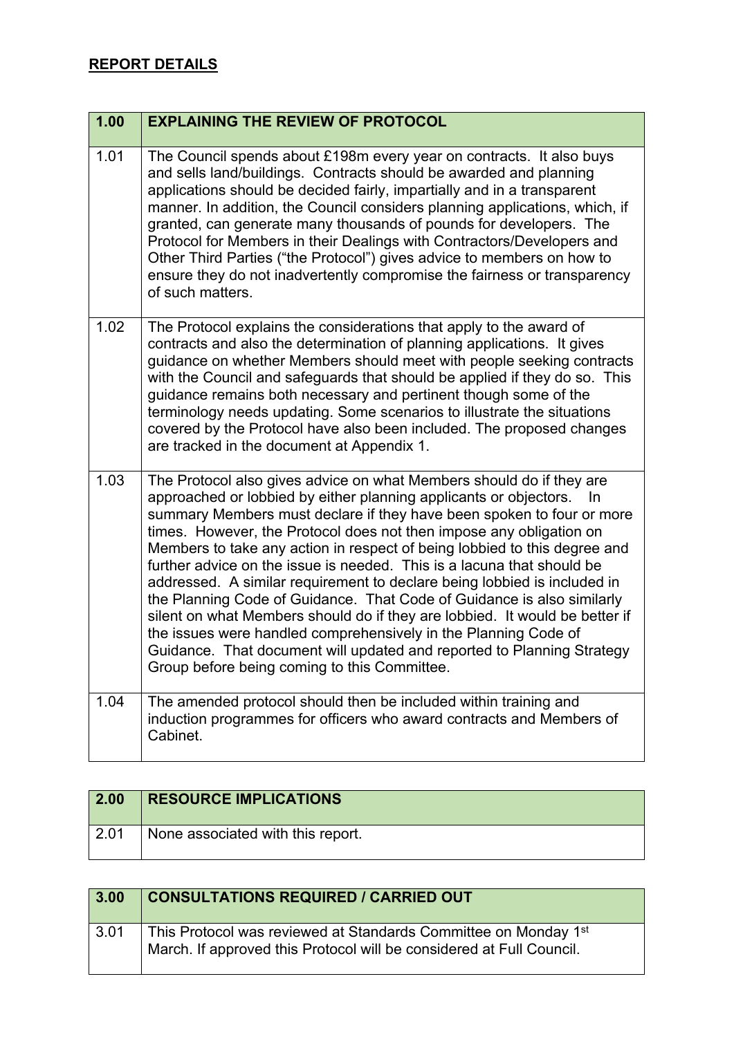## REPORT DETAILS

| 1.00 | EXPLAINING THE REVIEW OF PROTOCOL |
|---|---|
| 1.01 | The Council spends about £198m every year on contracts. It also buys and sells land/buildings. Contracts should be awarded and planning applications should be decided fairly, impartially and in a transparent manner. In addition, the Council considers planning applications, which, if granted, can generate many thousands of pounds for developers. The Protocol for Members in their Dealings with Contractors/Developers and Other Third Parties ("the Protocol") gives advice to members on how to ensure they do not inadvertently compromise the fairness or transparency of such matters. |
| 1.02 | The Protocol explains the considerations that apply to the award of contracts and also the determination of planning applications. It gives guidance on whether Members should meet with people seeking contracts with the Council and safeguards that should be applied if they do so. This guidance remains both necessary and pertinent though some of the terminology needs updating. Some scenarios to illustrate the situations covered by the Protocol have also been included. The proposed changes are tracked in the document at Appendix 1. |
| 1.03 | The Protocol also gives advice on what Members should do if they are approached or lobbied by either planning applicants or objectors. In summary Members must declare if they have been spoken to four or more times. However, the Protocol does not then impose any obligation on Members to take any action in respect of being lobbied to this degree and further advice on the issue is needed. This is a lacuna that should be addressed. A similar requirement to declare being lobbied is included in the Planning Code of Guidance. That Code of Guidance is also similarly silent on what Members should do if they are lobbied. It would be better if the issues were handled comprehensively in the Planning Code of Guidance. That document will updated and reported to Planning Strategy Group before being coming to this Committee. |
| 1.04 | The amended protocol should then be included within training and induction programmes for officers who award contracts and Members of Cabinet. |

| 2.00 | RESOURCE IMPLICATIONS |
|---|---|
| 2.01 | None associated with this report. |

| 3.00 | CONSULTATIONS REQUIRED / CARRIED OUT |
|---|---|
| 3.01 | This Protocol was reviewed at Standards Committee on Monday 1st March. If approved this Protocol will be considered at Full Council. |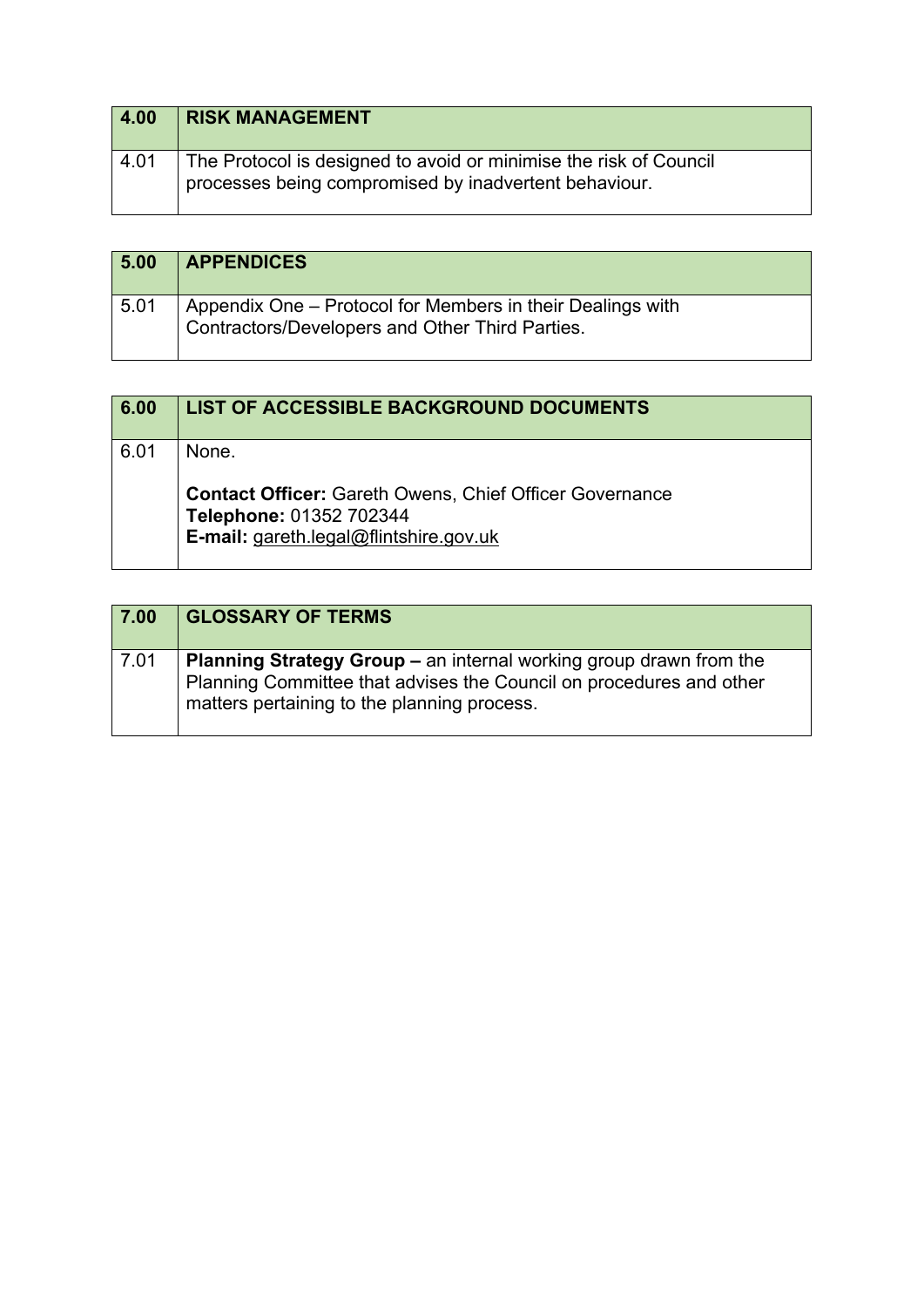| 4.00 | **RISK MANAGEMENT** |
| --- | --- |
| 4.01 | The Protocol is designed to avoid or minimise the risk of Council processes being compromised by inadvertent behaviour. |

| 5.00 | **APPENDICES** |
| --- | --- |
| 5.01 | Appendix One – Protocol for Members in their Dealings with Contractors/Developers and Other Third Parties. |

| 6.00 | **LIST OF ACCESSIBLE BACKGROUND DOCUMENTS** |
| --- | --- |
| 6.01 | None.<br><br>**Contact Officer:** Gareth Owens, Chief Officer Governance<br>**Telephone:** 01352 702344<br>**E-mail:** gareth.legal@flintshire.gov.uk |

| 7.00 | **GLOSSARY OF TERMS** |
| --- | --- |
| 7.01 | **Planning Strategy Group –** an internal working group drawn from the Planning Committee that advises the Council on procedures and other matters pertaining to the planning process. |